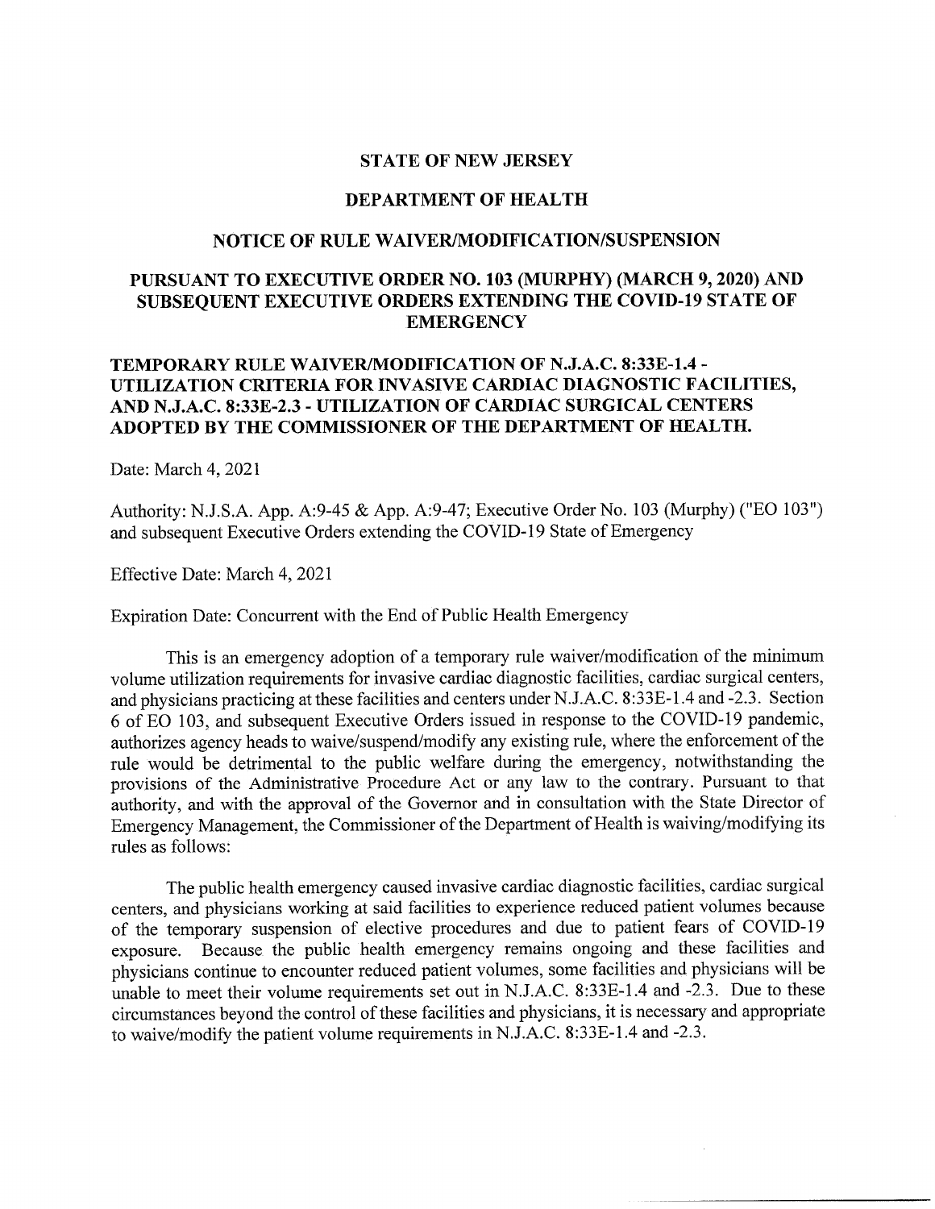# STATE OF NEW JERSEY

## DEPARTMENT OF HEALTH

## NOTICE OF RULE WAIVER/MODIFICATION/SUSPENSION

## PURSUANT TO EXECUTIVE ORDER NO. 103 (MURPHY) (MARCH 9, 2020) AND SUBSEQUENT EXECUTIVE ORDERS EXTENDING THE COVID-19 STATE OF EMERGENCY

## TEMPORARY RULE WAIVER/MODIFICATION OF N.J.A.C. 8:33E-1.4 - UTILIZATION CRITERIA FOR INVASIVE CARDIAC DIAGNOSTIC FACILITIES, AND N.J.A.C. 8:33E-2.3 - UTILIZATION OF CARDIAC SURGICAL CENTERS ADOPTED BY THE COMMISSIONER OF THE DEPARTMENT OF HEALTH.

Date: March 4, 2021

Authority: N.J.S.A. App. A:9-45 & App. A:9-47; Executive Order No. 103 (Murphy) ("EO 103") and subsequent Executive Orders extending the COVID-19 State of Emergency

Effective Date: March 4, 2021

Expiration Date: Concurrent with the End of Public Health Emergency

This is an emergency adoption of a temporary rule waiver/modification of the minimum volume utilization requirements for invasive cardiac diagnostic facilities, cardiac surgical centers, and physicians practicing at these facilities and centers under N.J.A.C. 8:33E-1.4 and -2.3. Section 6 of EO 103, and subsequent Executive Orders issued in response to the COVID-19 pandemic, authorizes agency heads to waive/suspend/modify any existing rule, where the enforcement of the rule would be detrimental to the public welfare during the emergency, notwithstanding the provisions of the Administrative Procedure Act or any law to the contrary. Pursuant to that authority, and with the approval of the Governor and in consultation with the State Director of Emergency Management, the Commissioner of the Department of Health is waiving/modifying its rules as follows:

The public health emergency caused invasive cardiac diagnostic facilities, cardiac surgical centers, and physicians working at said facilities to experience reduced patient volumes because of the temporary suspension of elective procedures and due to patient fears of COVID-19 exposure. Because the public health emergency remains ongoing and these facilities and physicians continue to encounter reduced patient volumes, some facilities and physicians will be unable to meet their volume requirements set out in N.J.A.C. 8:33E-1.4 and -2.3. Due to these circumstances beyond the control of these facilities and physicians, it is necessary and appropriate to waive/modify the patient volume requirements in N.J.A.C. 8:33E-1.4 and -2.3.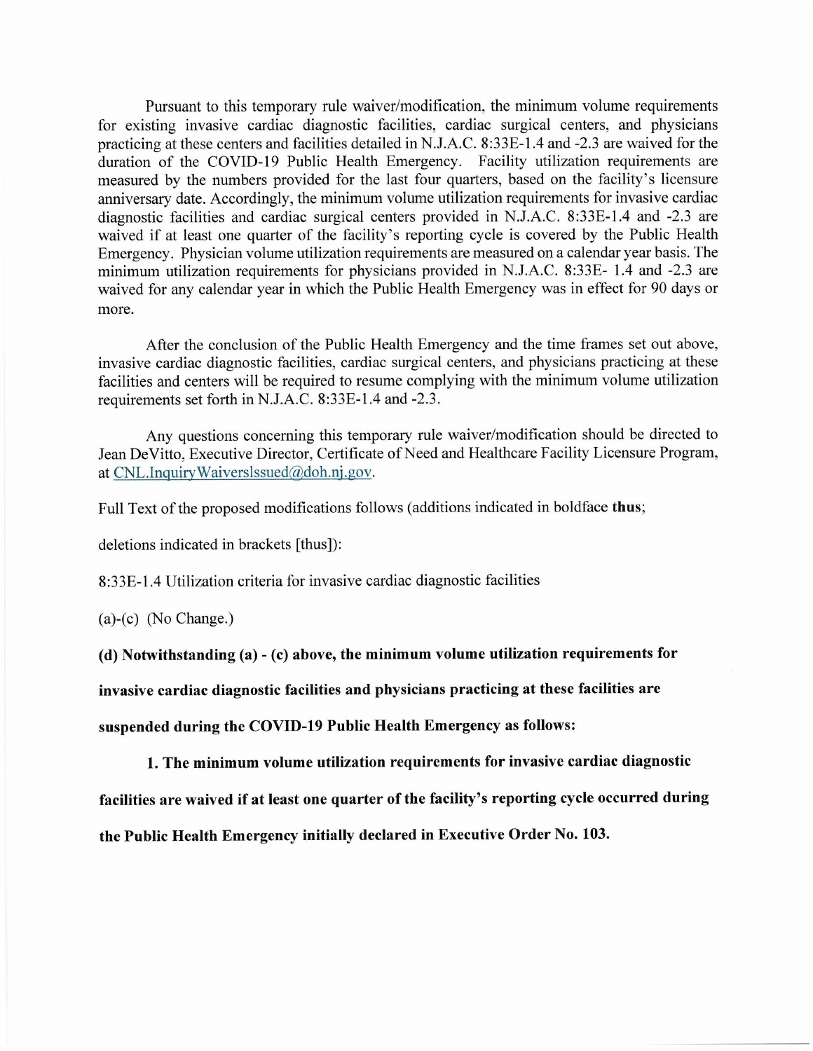Pursuant to this temporary rule waiver/modification, the minimum volume requirements for existing invasive cardiac diagnostic facilities, cardiac surgical centers, and physicians practicing at these centers and facilities detailed in N.J.A.C. 8:33E-1.4 and -2.3 are waived for the duration of the COVID-19 Public Health Emergency. Facility utilization requirements are measured by the numbers provided for the last four quarters, based on the facility's licensure anniversary date. Accordingly, the minimum volume utilization requirements for invasive cardiac diagnostic facilities and cardiac surgical centers provided in N.J.A.C. 8:33E-1.4 and -2.3 are waived if at least one quarter of the facility's reporting cycle is covered by the Public Health Emergency. Physician volume utilization requirements are measured on a calendar year basis. The minimum utilization requirements for physicians provided in N.J.A.C. 8:33E- 1.4 and -2.3 are waived for any calendar year in which the Public Health Emergency was in effect for 90 days or more.

After the conclusion of the Public Health Emergency and the time frames set out above, invasive cardiac diagnostic facilities, cardiac surgical centers, and physicians practicing at these facilities and centers will be required to resume complying with the minimum volume utilization requirements set forth in N.J.A.C. 8:33E-1.4 and -2.3.

Any questions concerning this temporary rule waiver/modification should be directed to Jean DeVitto, Executive Director, Certificate of Need and Healthcare Facility Licensure Program, at CNL.InquiryWaiversIssued@doh.nj.gov.

Full Text of the proposed modifications follows (additions indicated in boldface **thus**;

deletions indicated in brackets [thus]):

8:33E-1.4 Utilization criteria for invasive cardiac diagnostic facilities

(a)-(c) (No Change.)

**(d) Notwithstanding (a) - (c) above, the minimum volume utilization requirements for invasive cardiac diagnostic facilities and physicians practicing at these facilities are suspended during the COVID-19 Public Health Emergency as follows:**

**1. The minimum volume utilization requirements for invasive cardiac diagnostic facilities are waived if at least one quarter of the facility's reporting cycle occurred during the Public Health Emergency initially declared in Executive Order No. 103.**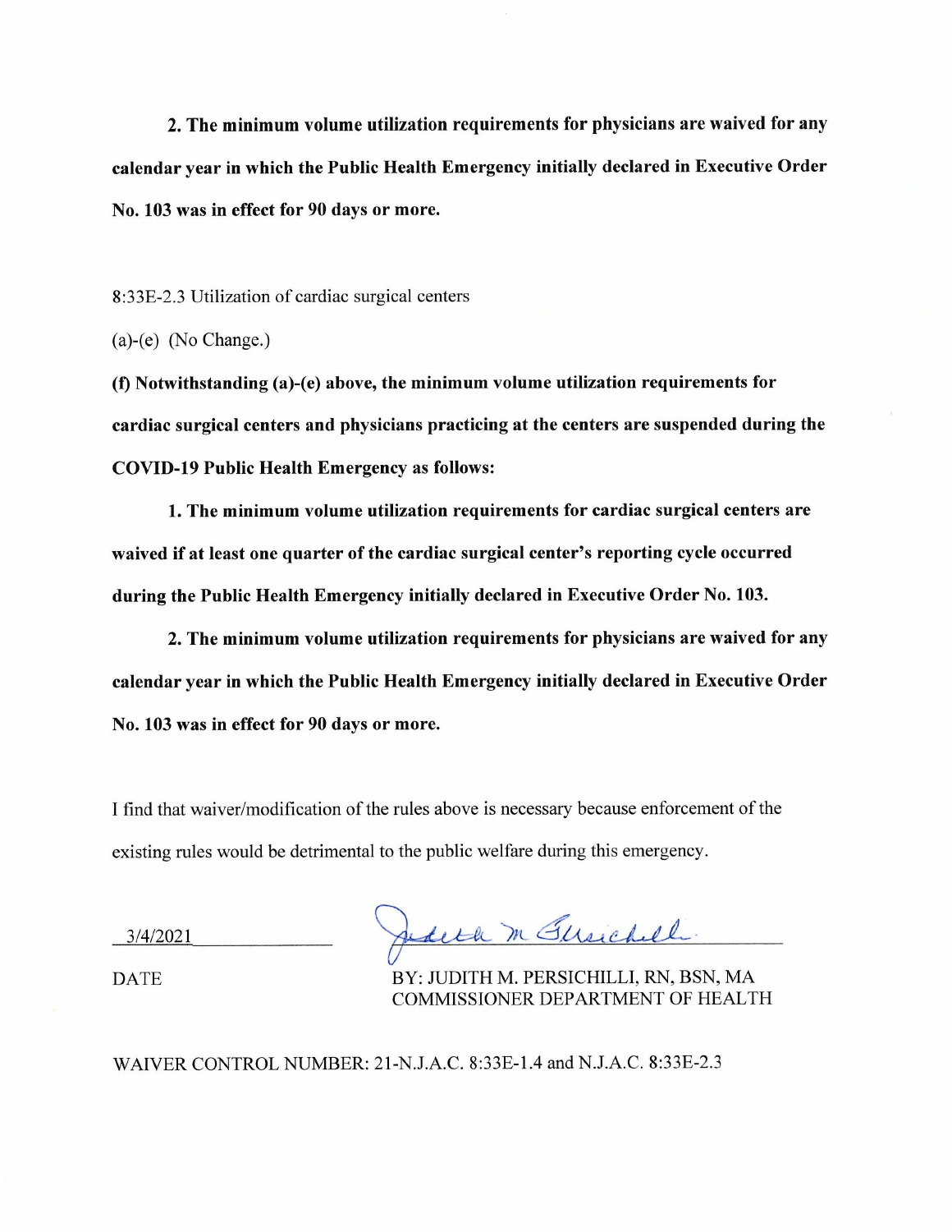**2. The minimum volume utilization requirements for physicians are waived for any calendar year in which the Public Health Emergency initially declared in Executive Order No. 103 was in effect for 90 days or more.**

8:33E-2.3 Utilization of cardiac surgical centers

(a)-(e) (No Change.)

**(f) Notwithstanding (a)-(e) above, the minimum volume utilization requirements for cardiac surgical centers and physicians practicing at the centers are suspended during the COVID-19 Public Health Emergency as follows:**

**1. The minimum volume utilization requirements for cardiac surgical centers are waived if at least one quarter of the cardiac surgical center's reporting cycle occurred during the Public Health Emergency initially declared in Executive Order No. 103.**

**2. The minimum volume utilization requirements for physicians are waived for any calendar year in which the Public Health Emergency initially declared in Executive Order No. 103 was in effect for 90 days or more.**

I find that waiver/modification of the rules above is necessary because enforcement of the existing rules would be detrimental to the public welfare during this emergency.

3/4/2021

DATE

BY: JUDITH M. PERSICHILLI, RN, BSN, MA
COMMISSIONER DEPARTMENT OF HEALTH

WAIVER CONTROL NUMBER: 21-N.J.A.C. 8:33E-1.4 and N.J.A.C. 8:33E-2.3